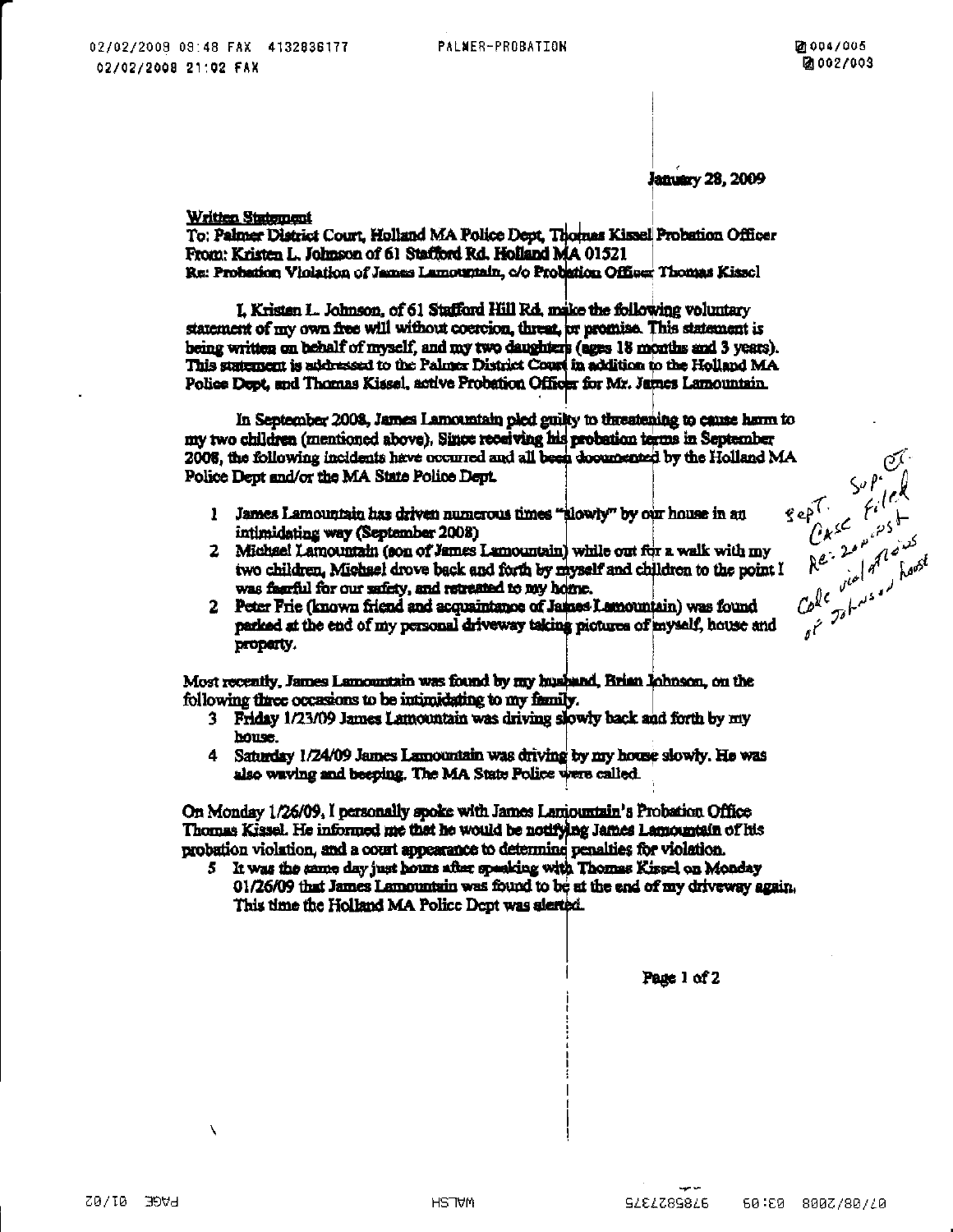January 28, 2009

Written Statement

To: Palmer District Court, Holland MA Police Dept, Thomas Kissel Probation Officer
From: Kristen L. Johnson of 61 Stafford Rd. Holland MA 01521
Re: Probation Violation of James Lamountain, c/o Probation Officer Thomas Kissel

I, Kristen L. Johnson, of 61 Stafford Hill Rd. make the following voluntary statement of my own free will without coercion, threat, or promise. This statement is being written on behalf of myself, and my two daughters (ages 18 months and 3 years). This statement is addressed to the Palmer District Court in addition to the Holland MA Police Dept, and Thomas Kissel, active Probation Officer for Mr. James Lamountain.

In September 2008, James Lamountain pled guilty to threatening to cause harm to my two children (mentioned above). Since receiving his probation terms in September 2008, the following incidents have occurred and all been documented by the Holland MA Police Dept and/or the MA State Police Dept.

1 James Lamountain has driven numerous times "slowly" by our house in an intimidating way (September 2008)
2 Michael Lamountain (son of James Lamountain) while out for a walk with my two children, Michael drove back and forth by myself and children to the point I was fearful for our safety, and retreated to my home.
2 Peter Frie (known friend and acquaintance of James Lamountain) was found parked at the end of my personal driveway taking pictures of myself, house and property.

Most recently, James Lamountain was found by my husband, Brian Johnson, on the following three occasions to be intimidating to my family.

3 Friday 1/23/09 James Lamountain was driving slowly back and forth by my house.
4 Saturday 1/24/09 James Lamountain was driving by my house slowly. He was also waving and beeping. The MA State Police were called.

On Monday 1/26/09, I personally spoke with James Lamountain's Probation Office Thomas Kissel. He informed me that he would be notifying James Lamountain of his probation violation, and a court appearance to determine penalties for violation.

5 It was the same day just hours after speaking with Thomas Kissel on Monday 01/26/09 that James Lamountain was found to be at the end of my driveway again. This time the Holland MA Police Dept was alerted.

*Sept. Sup. Ct. Case Filed Re: 20 counts of Code violations of Johnson house*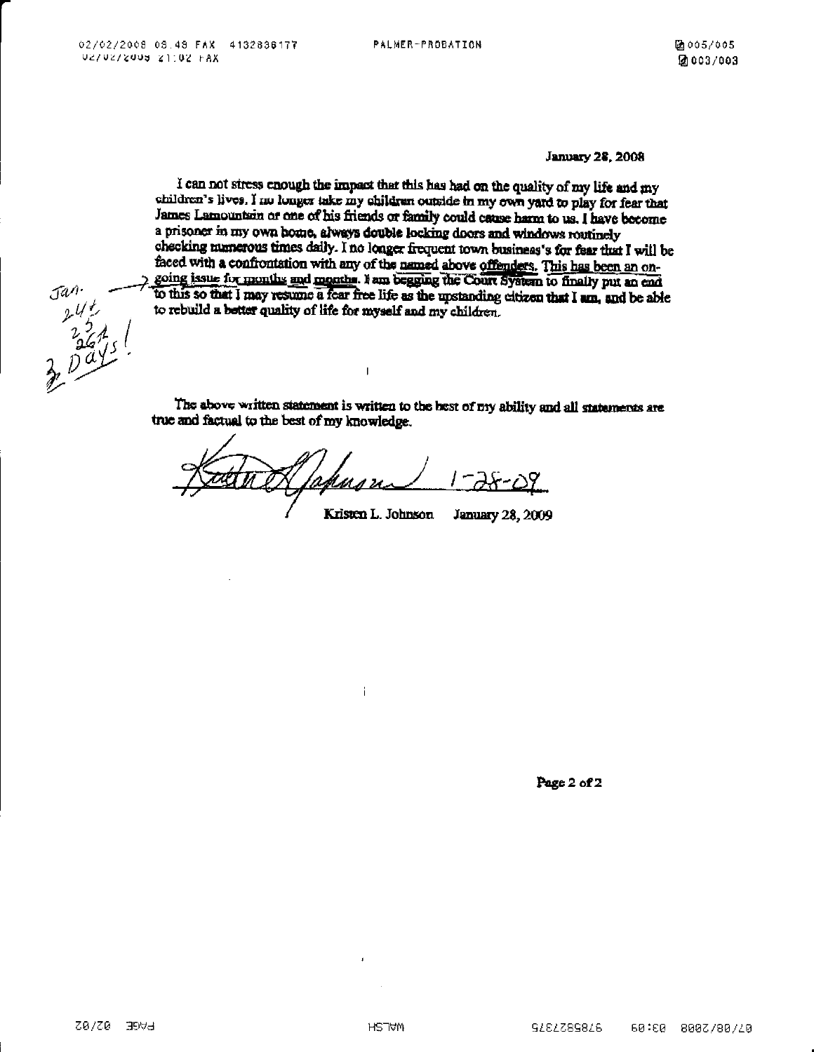January 28, 2008

I can not stress enough the impact that this has had on the quality of my life and my children's lives. I no longer take my children outside in my own yard to play for fear that James Lamountain or one of his friends or family could cause harm to us. I have become a prisoner in my own home, always double locking doors and windows routinely checking numerous times daily. I no longer frequent town business's for fear that I will be faced with a confrontation with any of the named above offenders. This has been an on-going issue for months and months. I am begging the Court System to finally put an end to this so that I may resume a fear free life as the upstanding citizen that I am, and be able to rebuild a better quality of life for myself and my children.

Jan. 24, 25, 26! 3 Days!

The above written statement is written to the best of my ability and all statements are true and factual to the best of my knowledge.

Kristen L. Johnson 1-28-09

Kristen L. Johnson January 28, 2009